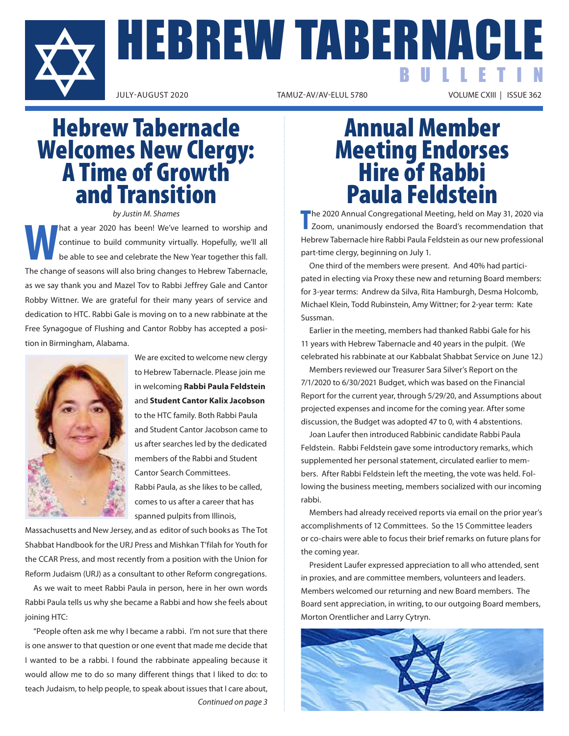# HEBREW TABERNACLE BULLETIN

JULY-AUGUST 2020 | TAMUZ-AV/AV-ELUL 5780 | VOLUME CXIII | ISSUE 362

## Hebrew Tabernacle Welcomes New Clergy: A Time of Growth and Transition

*by Justin M. Shames*

What a year 2020 has been! We've learned to worship and continue to build community virtually. Hopefully, we'll all be able to see and celebrate the New Year together this fall. The change of seasons will also bring changes to Hebrew Tabernacle, as we say thank you and Mazel Tov to Rabbi Jeffrey Gale and Cantor Robby Wittner. We are grateful for their many years of service and dedication to HTC. Rabbi Gale is moving on to a new rabbinate at the Free Synagogue of Flushing and Cantor Robby has accepted a position in Birmingham, Alabama.

We are excited to welcome new clergy to Hebrew Tabernacle. Please join me in welcoming **Rabbi Paula Feldstein** and **Student Cantor Kalix Jacobson** to the HTC family. Both Rabbi Paula and Student Cantor Jacobson came to us after searches led by the dedicated members of the Rabbi and Student Cantor Search Committees.

Rabbi Paula, as she likes to be called, comes to us after a career that has spanned pulpits from Illinois, Massachusetts and New Jersey, and as editor of such books as The Tot Shabbat Handbook for the URJ Press and Mishkan T'filah for Youth for the CCAR Press, and most recently from a position with the Union for Reform Judaism (URJ) as a consultant to other Reform congregations.

As we wait to meet Rabbi Paula in person, here in her own words Rabbi Paula tells us why she became a Rabbi and how she feels about joining HTC:

"People often ask me why I became a rabbi. I'm not sure that there is one answer to that question or one event that made me decide that I wanted to be a rabbi. I found the rabbinate appealing because it would allow me to do so many different things that I liked to do: to teach Judaism, to help people, to speak about issues that I care about,

*Continued on page 3*

## Annual Member Meeting Endorses Hire of Rabbi Paula Feldstein

The 2020 Annual Congregational Meeting, held on May 31, 2020 via Zoom, unanimously endorsed the Board's recommendation that Hebrew Tabernacle hire Rabbi Paula Feldstein as our new professional part-time clergy, beginning on July 1.

One third of the members were present. And 40% had participated in electing via Proxy these new and returning Board members: for 3-year terms: Andrew da Silva, Rita Hamburgh, Desma Holcomb, Michael Klein, Todd Rubinstein, Amy Wittner; for 2-year term: Kate Sussman.

Earlier in the meeting, members had thanked Rabbi Gale for his 11 years with Hebrew Tabernacle and 40 years in the pulpit. (We celebrated his rabbinate at our Kabbalat Shabbat Service on June 12.)

Members reviewed our Treasurer Sara Silver's Report on the 7/1/2020 to 6/30/2021 Budget, which was based on the Financial Report for the current year, through 5/29/20, and Assumptions about projected expenses and income for the coming year. After some discussion, the Budget was adopted 47 to 0, with 4 abstentions.

Joan Laufer then introduced Rabbinic candidate Rabbi Paula Feldstein. Rabbi Feldstein gave some introductory remarks, which supplemented her personal statement, circulated earlier to members. After Rabbi Feldstein left the meeting, the vote was held. Following the business meeting, members socialized with our incoming rabbi.

Members had already received reports via email on the prior year's accomplishments of 12 Committees. So the 15 Committee leaders or co-chairs were able to focus their brief remarks on future plans for the coming year.

President Laufer expressed appreciation to all who attended, sent in proxies, and are committee members, volunteers and leaders. Members welcomed our returning and new Board members. The Board sent appreciation, in writing, to our outgoing Board members, Morton Orentlicher and Larry Cytryn.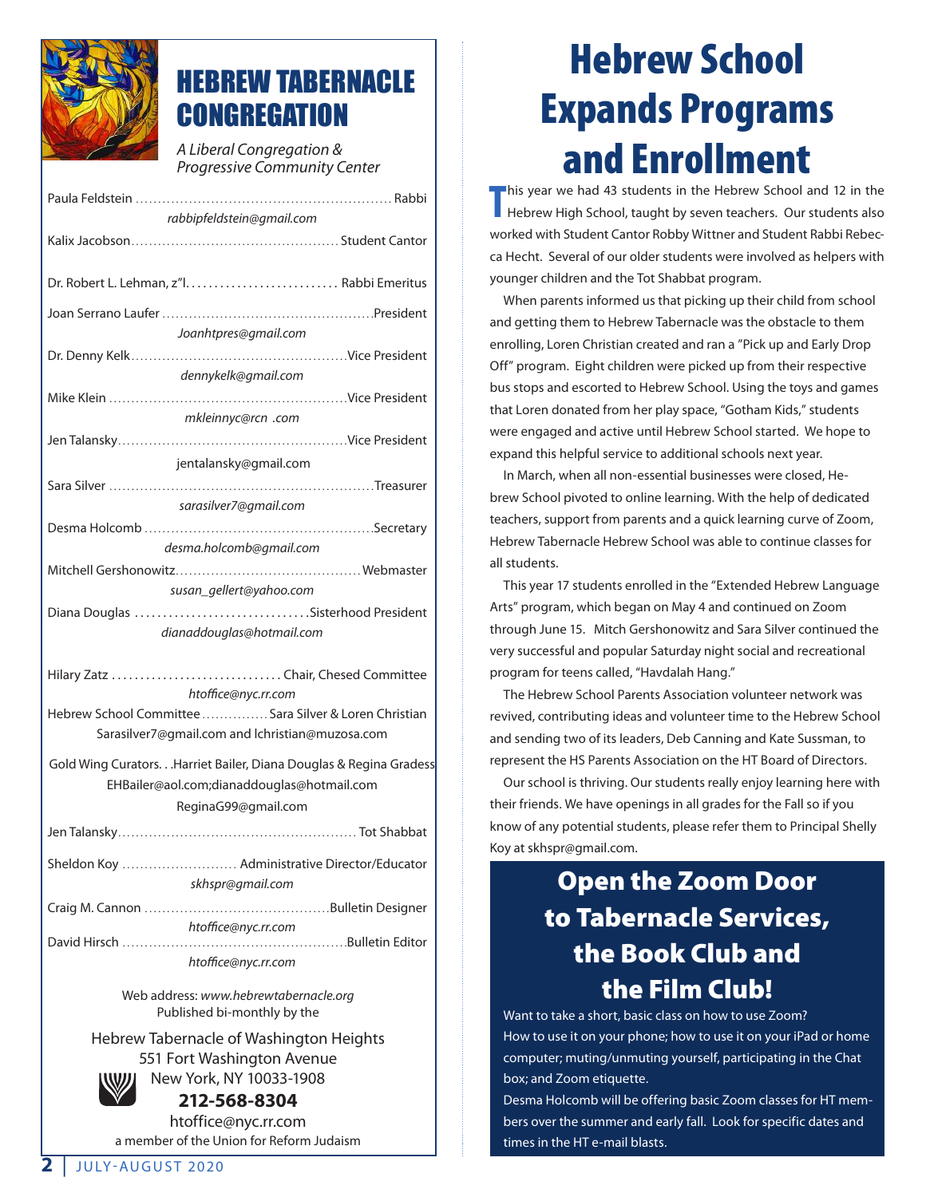# HEBREW TABERNACLE CONGREGATION

*A Liberal Congregation & Progressive Community Center*

Paula Feldstein ........ Rabbi
*rabbipfeldstein@gmail.com*

Kalix Jacobson........ Student Cantor

Dr. Robert L. Lehman, z"l........ Rabbi Emeritus

Joan Serrano Laufer ........ President
*Joanhtpres@gmail.com*

Dr. Denny Kelk........ Vice President
*dennykelk@gmail.com*

Mike Klein ........ Vice President
*mkleinnyc@rcn .com*

Jen Talansky........ Vice President
jentalansky@gmail.com

Sara Silver ........ Treasurer
*sarasilver7@gmail.com*

Desma Holcomb ........ Secretary
*desma.holcomb@gmail.com*

Mitchell Gershonowitz........ Webmaster
*susan_gellert@yahoo.com*

Diana Douglas ........ Sisterhood President
*dianaddouglas@hotmail.com*

Hilary Zatz ........ Chair, Chesed Committee
*htoffice@nyc.rr.com*

Hebrew School Committee ........ Sara Silver & Loren Christian
Sarasilver7@gmail.com and lchristian@muzosa.com

Gold Wing Curators. . .Harriet Bailer, Diana Douglas & Regina Gradess
EHBailer@aol.com;dianaddouglas@hotmail.com
ReginaG99@gmail.com

Jen Talansky........ Tot Shabbat

Sheldon Koy ........ Administrative Director/Educator
*skhspr@gmail.com*

Craig M. Cannon ........ Bulletin Designer
*htoffice@nyc.rr.com*

David Hirsch ........ Bulletin Editor
*htoffice@nyc.rr.com*

Web address: *www.hebrewtabernacle.org*
Published bi-monthly by the

Hebrew Tabernacle of Washington Heights
551 Fort Washington Avenue
New York, NY 10033-1908
**212-568-8304**
htoffice@nyc.rr.com
a member of the Union for Reform Judaism

# Hebrew School Expands Programs and Enrollment

This year we had 43 students in the Hebrew School and 12 in the Hebrew High School, taught by seven teachers. Our students also worked with Student Cantor Robby Wittner and Student Rabbi Rebecca Hecht. Several of our older students were involved as helpers with younger children and the Tot Shabbat program.

When parents informed us that picking up their child from school and getting them to Hebrew Tabernacle was the obstacle to them enrolling, Loren Christian created and ran a "Pick up and Early Drop Off" program. Eight children were picked up from their respective bus stops and escorted to Hebrew School. Using the toys and games that Loren donated from her play space, "Gotham Kids," students were engaged and active until Hebrew School started. We hope to expand this helpful service to additional schools next year.

In March, when all non-essential businesses were closed, Hebrew School pivoted to online learning. With the help of dedicated teachers, support from parents and a quick learning curve of Zoom, Hebrew Tabernacle Hebrew School was able to continue classes for all students.

This year 17 students enrolled in the "Extended Hebrew Language Arts" program, which began on May 4 and continued on Zoom through June 15. Mitch Gershonowitz and Sara Silver continued the very successful and popular Saturday night social and recreational program for teens called, "Havdalah Hang."

The Hebrew School Parents Association volunteer network was revived, contributing ideas and volunteer time to the Hebrew School and sending two of its leaders, Deb Canning and Kate Sussman, to represent the HS Parents Association on the HT Board of Directors.

Our school is thriving. Our students really enjoy learning here with their friends. We have openings in all grades for the Fall so if you know of any potential students, please refer them to Principal Shelly Koy at skhspr@gmail.com.

## Open the Zoom Door to Tabernacle Services, the Book Club and the Film Club!

Want to take a short, basic class on how to use Zoom? How to use it on your phone; how to use it on your iPad or home computer; muting/unmuting yourself, participating in the Chat box; and Zoom etiquette.

Desma Holcomb will be offering basic Zoom classes for HT members over the summer and early fall. Look for specific dates and times in the HT e-mail blasts.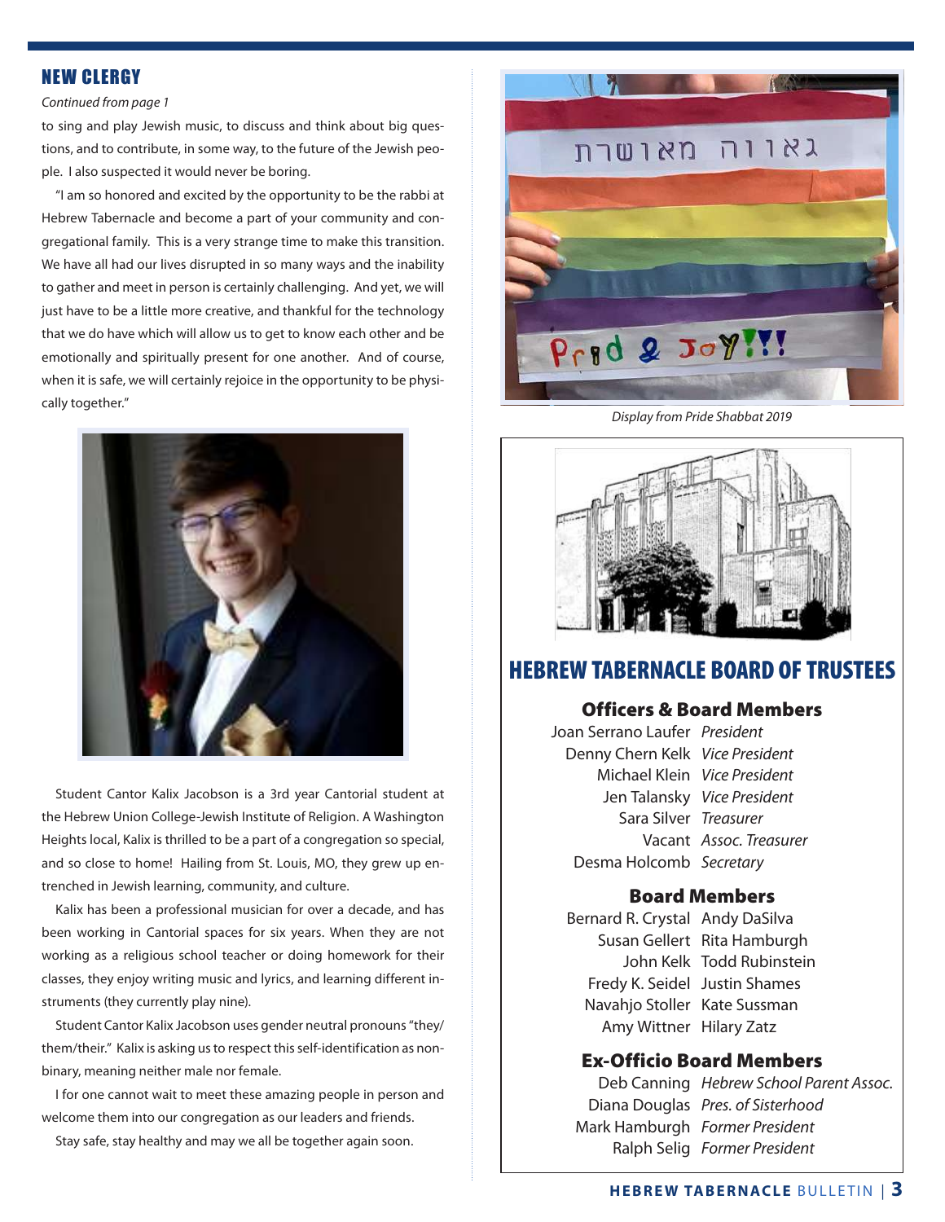## NEW CLERGY

*Continued from page 1*

to sing and play Jewish music, to discuss and think about big questions, and to contribute, in some way, to the future of the Jewish people. I also suspected it would never be boring.

"I am so honored and excited by the opportunity to be the rabbi at Hebrew Tabernacle and become a part of your community and congregational family. This is a very strange time to make this transition. We have all had our lives disrupted in so many ways and the inability to gather and meet in person is certainly challenging. And yet, we will just have to be a little more creative, and thankful for the technology that we do have which will allow us to get to know each other and be emotionally and spiritually present for one another. And of course, when it is safe, we will certainly rejoice in the opportunity to be physically together."

Student Cantor Kalix Jacobson is a 3rd year Cantorial student at the Hebrew Union College-Jewish Institute of Religion. A Washington Heights local, Kalix is thrilled to be a part of a congregation so special, and so close to home! Hailing from St. Louis, MO, they grew up entrenched in Jewish learning, community, and culture.

Kalix has been a professional musician for over a decade, and has been working in Cantorial spaces for six years. When they are not working as a religious school teacher or doing homework for their classes, they enjoy writing music and lyrics, and learning different instruments (they currently play nine).

Student Cantor Kalix Jacobson uses gender neutral pronouns "they/them/their." Kalix is asking us to respect this self-identification as non-binary, meaning neither male nor female.

I for one cannot wait to meet these amazing people in person and welcome them into our congregation as our leaders and friends.

Stay safe, stay healthy and may we all be together again soon.

*Display from Pride Shabbat 2019*

## HEBREW TABERNACLE BOARD OF TRUSTEES

### Officers & Board Members

| | |
|---|---|
| Joan Serrano Laufer | *President* |
| Denny Chern Kelk | *Vice President* |
| Michael Klein | *Vice President* |
| Jen Talansky | *Vice President* |
| Sara Silver | *Treasurer* |
| Vacant | *Assoc. Treasurer* |
| Desma Holcomb | *Secretary* |

### Board Members

| | |
|---|---|
| Bernard R. Crystal | Andy DaSilva |
| Susan Gellert | Rita Hamburgh |
| John Kelk | Todd Rubinstein |
| Fredy K. Seidel | Justin Shames |
| Navahjo Stoller | Kate Sussman |
| Amy Wittner | Hilary Zatz |

### Ex-Officio Board Members

| | |
|---|---|
| Deb Canning | *Hebrew School Parent Assoc.* |
| Diana Douglas | *Pres. of Sisterhood* |
| Mark Hamburgh | *Former President* |
| Ralph Selig | *Former President* |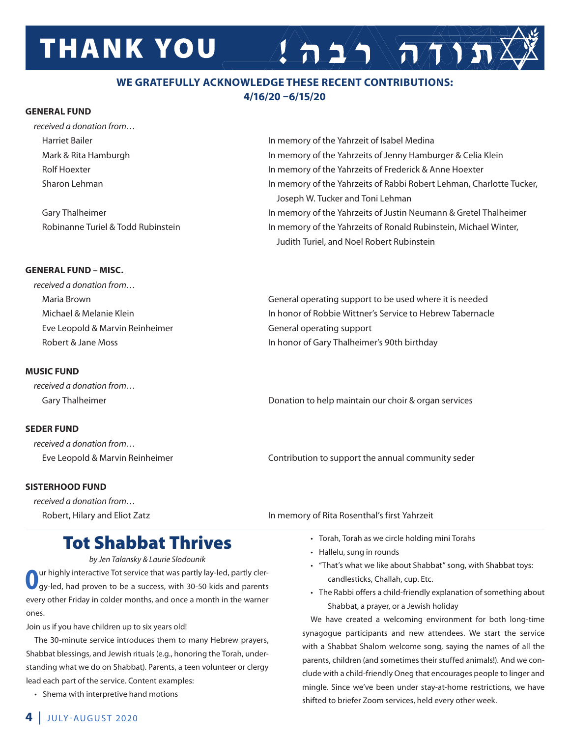# THANK YOU תודה רבה!

**WE GRATEFULLY ACKNOWLEDGE THESE RECENT CONTRIBUTIONS:**
**4/16/20 –6/15/20**

### GENERAL FUND

*received a donation from…*

| | |
|---|---|
| Harriet Bailer | In memory of the Yahrzeit of Isabel Medina |
| Mark & Rita Hamburgh | In memory of the Yahrzeits of Jenny Hamburger & Celia Klein |
| Rolf Hoexter | In memory of the Yahrzeits of Frederick & Anne Hoexter |
| Sharon Lehman | In memory of the Yahrzeits of Rabbi Robert Lehman, Charlotte Tucker, Joseph W. Tucker and Toni Lehman |
| Gary Thalheimer | In memory of the Yahrzeits of Justin Neumann & Gretel Thalheimer |
| Robinanne Turiel & Todd Rubinstein | In memory of the Yahrzeits of Ronald Rubinstein, Michael Winter, Judith Turiel, and Noel Robert Rubinstein |

### GENERAL FUND – MISC.

*received a donation from…*

| | |
|---|---|
| Maria Brown | General operating support to be used where it is needed |
| Michael & Melanie Klein | In honor of Robbie Wittner's Service to Hebrew Tabernacle |
| Eve Leopold & Marvin Reinheimer | General operating support |
| Robert & Jane Moss | In honor of Gary Thalheimer's 90th birthday |

### MUSIC FUND

*received a donation from…*

| | |
|---|---|
| Gary Thalheimer | Donation to help maintain our choir & organ services |

### SEDER FUND

*received a donation from…*

| | |
|---|---|
| Eve Leopold & Marvin Reinheimer | Contribution to support the annual community seder |

### SISTERHOOD FUND

*received a donation from…*

| | |
|---|---|
| Robert, Hilary and Eliot Zatz | In memory of Rita Rosenthal's first Yahrzeit |

## Tot Shabbat Thrives

*by Jen Talansky & Laurie Slodounik*

Our highly interactive Tot service that was partly lay-led, partly clergy-led, had proven to be a success, with 30-50 kids and parents every other Friday in colder months, and once a month in the warner ones.

Join us if you have children up to six years old!

The 30-minute service introduces them to many Hebrew prayers, Shabbat blessings, and Jewish rituals (e.g., honoring the Torah, understanding what we do on Shabbat). Parents, a teen volunteer or clergy lead each part of the service. Content examples:

- Shema with interpretive hand motions
- Torah, Torah as we circle holding mini Torahs
- Hallelu, sung in rounds
- "That's what we like about Shabbat" song, with Shabbat toys: candlesticks, Challah, cup. Etc.
- The Rabbi offers a child-friendly explanation of something about Shabbat, a prayer, or a Jewish holiday

We have created a welcoming environment for both long-time synagogue participants and new attendees. We start the service with a Shabbat Shalom welcome song, saying the names of all the parents, children (and sometimes their stuffed animals!). And we conclude with a child-friendly Oneg that encourages people to linger and mingle. Since we've been under stay-at-home restrictions, we have shifted to briefer Zoom services, held every other week.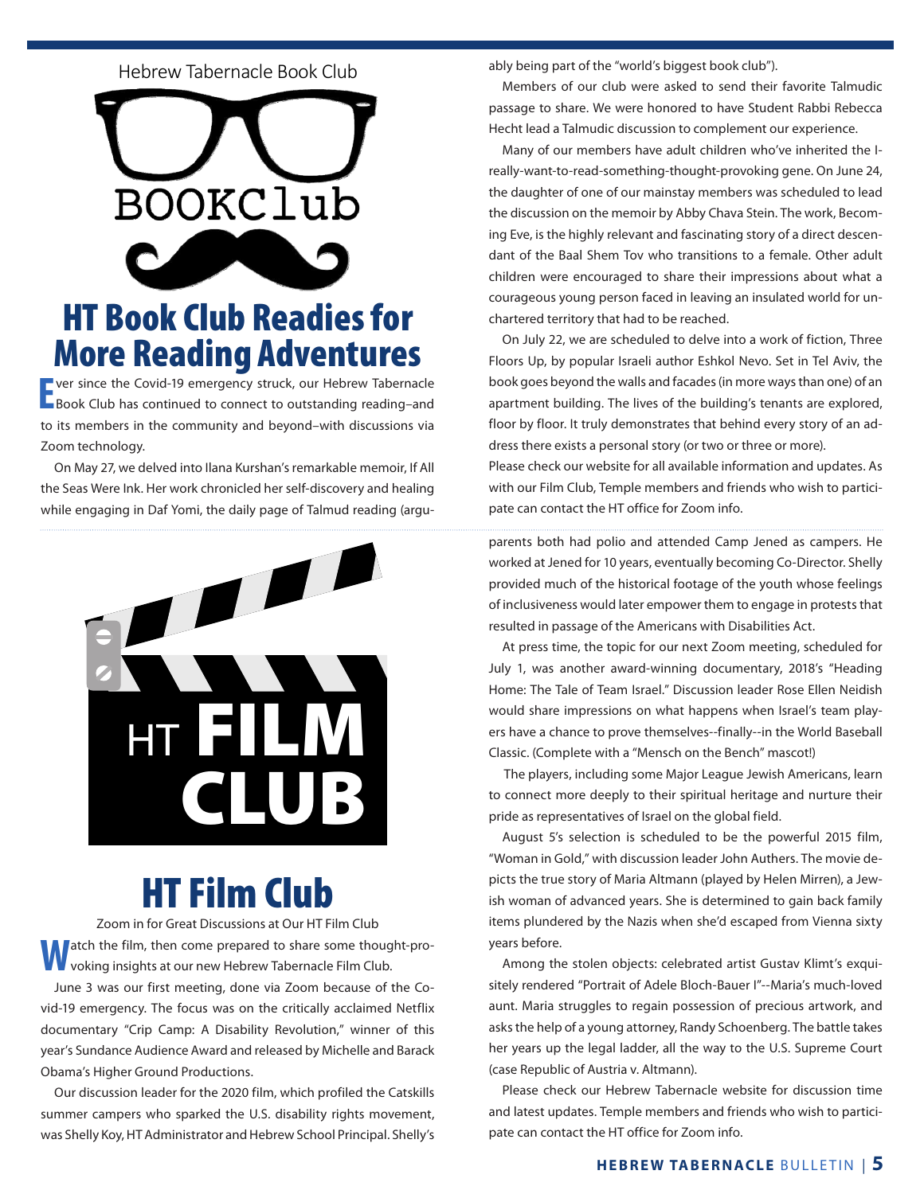Hebrew Tabernacle Book Club

BOOKClub

# HT Book Club Readies for More Reading Adventures

Ever since the Covid-19 emergency struck, our Hebrew Tabernacle Book Club has continued to connect to outstanding reading–and to its members in the community and beyond–with discussions via Zoom technology.

On May 27, we delved into Ilana Kurshan's remarkable memoir, If All the Seas Were Ink. Her work chronicled her self-discovery and healing while engaging in Daf Yomi, the daily page of Talmud reading (arguably being part of the "world's biggest book club").

Members of our club were asked to send their favorite Talmudic passage to share. We were honored to have Student Rabbi Rebecca Hecht lead a Talmudic discussion to complement our experience.

Many of our members have adult children who've inherited the I-really-want-to-read-something-thought-provoking gene. On June 24, the daughter of one of our mainstay members was scheduled to lead the discussion on the memoir by Abby Chava Stein. The work, Becoming Eve, is the highly relevant and fascinating story of a direct descendant of the Baal Shem Tov who transitions to a female. Other adult children were encouraged to share their impressions about what a courageous young person faced in leaving an insulated world for unchartered territory that had to be reached.

On July 22, we are scheduled to delve into a work of fiction, Three Floors Up, by popular Israeli author Eshkol Nevo. Set in Tel Aviv, the book goes beyond the walls and facades (in more ways than one) of an apartment building. The lives of the building's tenants are explored, floor by floor. It truly demonstrates that behind every story of an address there exists a personal story (or two or three or more).

Please check our website for all available information and updates. As with our Film Club, Temple members and friends who wish to participate can contact the HT office for Zoom info.

HT FILM CLUB

# HT Film Club

Zoom in for Great Discussions at Our HT Film Club

Watch the film, then come prepared to share some thought-provoking insights at our new Hebrew Tabernacle Film Club.

June 3 was our first meeting, done via Zoom because of the Covid-19 emergency. The focus was on the critically acclaimed Netflix documentary "Crip Camp: A Disability Revolution," winner of this year's Sundance Audience Award and released by Michelle and Barack Obama's Higher Ground Productions.

Our discussion leader for the 2020 film, which profiled the Catskills summer campers who sparked the U.S. disability rights movement, was Shelly Koy, HT Administrator and Hebrew School Principal. Shelly's parents both had polio and attended Camp Jened as campers. He worked at Jened for 10 years, eventually becoming Co-Director. Shelly provided much of the historical footage of the youth whose feelings of inclusiveness would later empower them to engage in protests that resulted in passage of the Americans with Disabilities Act.

At press time, the topic for our next Zoom meeting, scheduled for July 1, was another award-winning documentary, 2018's "Heading Home: The Tale of Team Israel." Discussion leader Rose Ellen Neidish would share impressions on what happens when Israel's team players have a chance to prove themselves--finally--in the World Baseball Classic. (Complete with a "Mensch on the Bench" mascot!)

The players, including some Major League Jewish Americans, learn to connect more deeply to their spiritual heritage and nurture their pride as representatives of Israel on the global field.

August 5's selection is scheduled to be the powerful 2015 film, "Woman in Gold," with discussion leader John Authers. The movie depicts the true story of Maria Altmann (played by Helen Mirren), a Jewish woman of advanced years. She is determined to gain back family items plundered by the Nazis when she'd escaped from Vienna sixty years before.

Among the stolen objects: celebrated artist Gustav Klimt's exquisitely rendered "Portrait of Adele Bloch-Bauer I"--Maria's much-loved aunt. Maria struggles to regain possession of precious artwork, and asks the help of a young attorney, Randy Schoenberg. The battle takes her years up the legal ladder, all the way to the U.S. Supreme Court (case Republic of Austria v. Altmann).

Please check our Hebrew Tabernacle website for discussion time and latest updates. Temple members and friends who wish to participate can contact the HT office for Zoom info.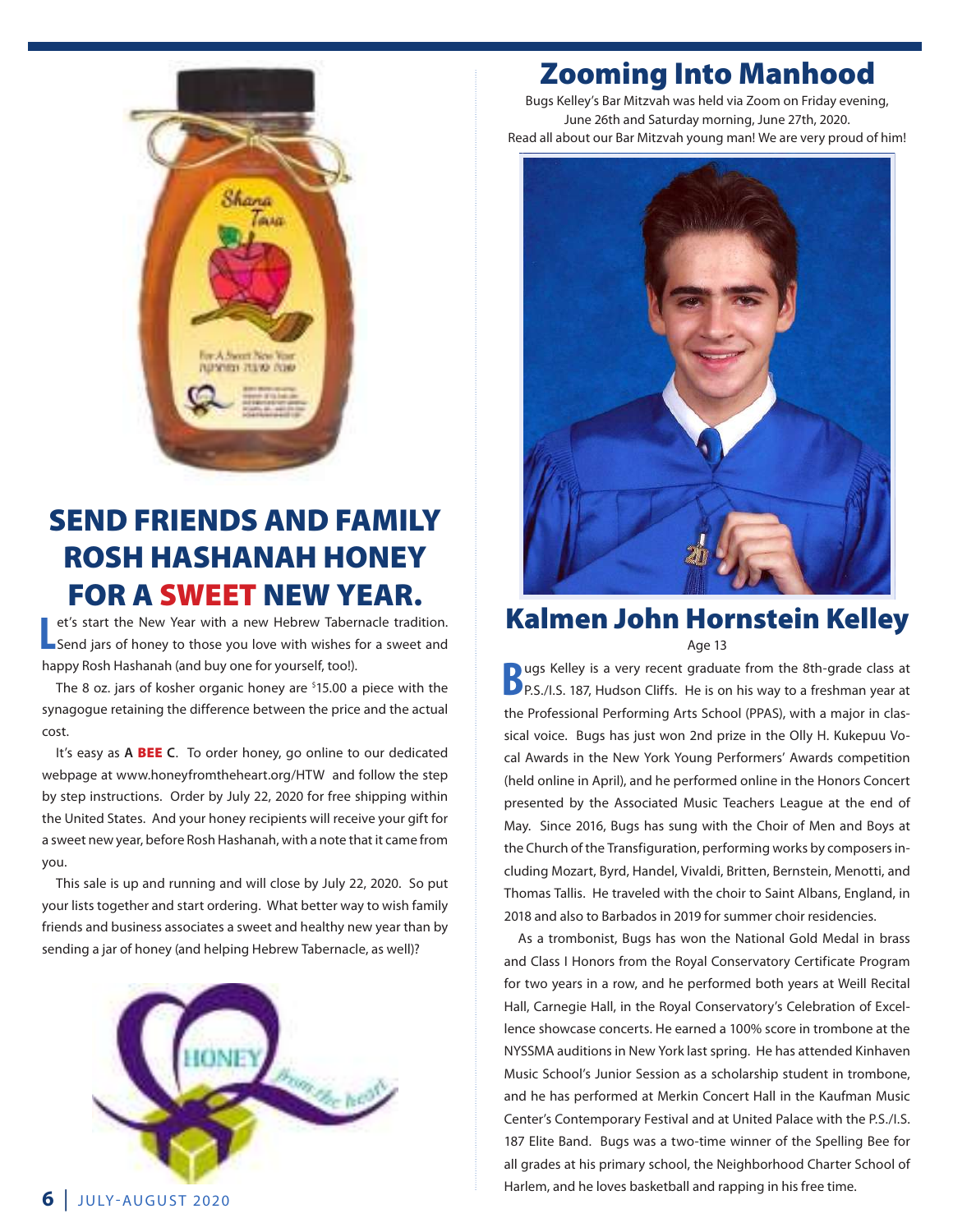# SEND FRIENDS AND FAMILY ROSH HASHANAH HONEY FOR A SWEET NEW YEAR.

Let's start the New Year with a new Hebrew Tabernacle tradition. Send jars of honey to those you love with wishes for a sweet and happy Rosh Hashanah (and buy one for yourself, too!).

The 8 oz. jars of kosher organic honey are $15.00 a piece with the synagogue retaining the difference between the price and the actual cost.

It's easy as **A BEE C**. To order honey, go online to our dedicated webpage at www.honeyfromtheheart.org/HTW and follow the step by step instructions. Order by July 22, 2020 for free shipping within the United States. And your honey recipients will receive your gift for a sweet new year, before Rosh Hashanah, with a note that it came from you.

This sale is up and running and will close by July 22, 2020. So put your lists together and start ordering. What better way to wish family friends and business associates a sweet and healthy new year than by sending a jar of honey (and helping Hebrew Tabernacle, as well)?

# Zooming Into Manhood

Bugs Kelley's Bar Mitzvah was held via Zoom on Friday evening, June 26th and Saturday morning, June 27th, 2020.
Read all about our Bar Mitzvah young man! We are very proud of him!

## Kalmen John Hornstein Kelley

Age 13

Bugs Kelley is a very recent graduate from the 8th-grade class at P.S./I.S. 187, Hudson Cliffs. He is on his way to a freshman year at the Professional Performing Arts School (PPAS), with a major in classical voice. Bugs has just won 2nd prize in the Olly H. Kukepuu Vocal Awards in the New York Young Performers' Awards competition (held online in April), and he performed online in the Honors Concert presented by the Associated Music Teachers League at the end of May. Since 2016, Bugs has sung with the Choir of Men and Boys at the Church of the Transfiguration, performing works by composers including Mozart, Byrd, Handel, Vivaldi, Britten, Bernstein, Menotti, and Thomas Tallis. He traveled with the choir to Saint Albans, England, in 2018 and also to Barbados in 2019 for summer choir residencies.

As a trombonist, Bugs has won the National Gold Medal in brass and Class I Honors from the Royal Conservatory Certificate Program for two years in a row, and he performed both years at Weill Recital Hall, Carnegie Hall, in the Royal Conservatory's Celebration of Excellence showcase concerts. He earned a 100% score in trombone at the NYSSMA auditions in New York last spring. He has attended Kinhaven Music School's Junior Session as a scholarship student in trombone, and he has performed at Merkin Concert Hall in the Kaufman Music Center's Contemporary Festival and at United Palace with the P.S./I.S. 187 Elite Band. Bugs was a two-time winner of the Spelling Bee for all grades at his primary school, the Neighborhood Charter School of Harlem, and he loves basketball and rapping in his free time.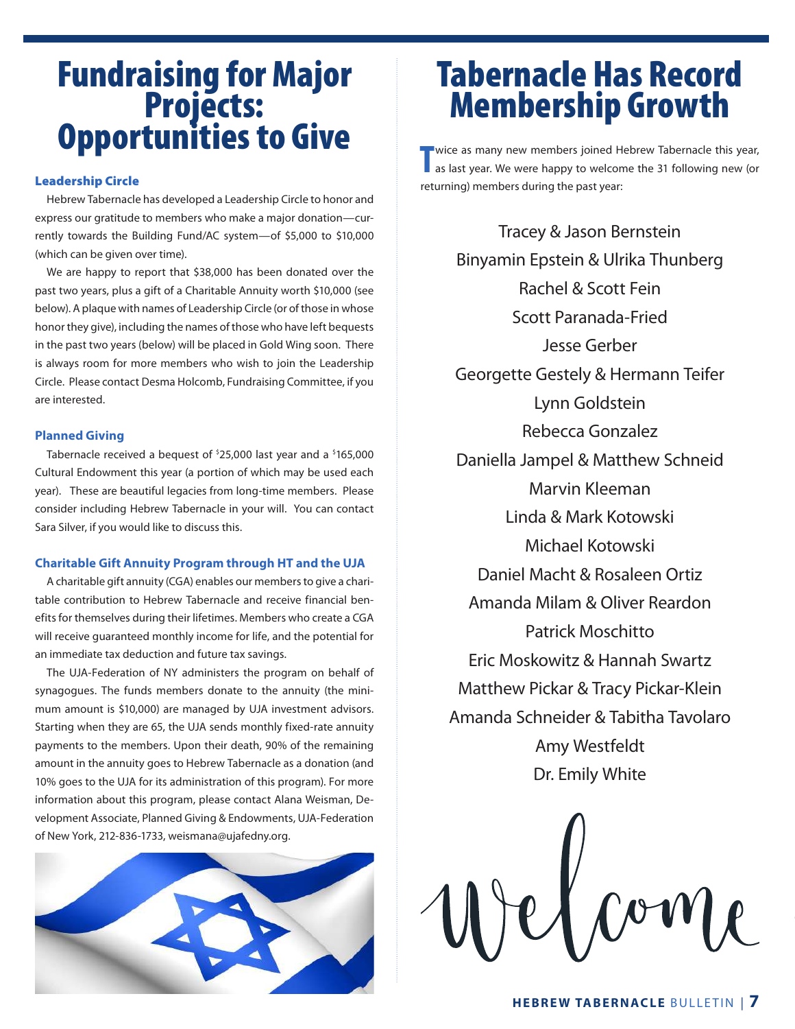# Fundraising for Major Projects: Opportunities to Give

### Leadership Circle

Hebrew Tabernacle has developed a Leadership Circle to honor and express our gratitude to members who make a major donation—currently towards the Building Fund/AC system—of $5,000 to $10,000 (which can be given over time).

We are happy to report that $38,000 has been donated over the past two years, plus a gift of a Charitable Annuity worth $10,000 (see below). A plaque with names of Leadership Circle (or of those in whose honor they give), including the names of those who have left bequests in the past two years (below) will be placed in Gold Wing soon. There is always room for more members who wish to join the Leadership Circle. Please contact Desma Holcomb, Fundraising Committee, if you are interested.

### Planned Giving

Tabernacle received a bequest of $25,000 last year and a $165,000 Cultural Endowment this year (a portion of which may be used each year). These are beautiful legacies from long-time members. Please consider including Hebrew Tabernacle in your will. You can contact Sara Silver, if you would like to discuss this.

### Charitable Gift Annuity Program through HT and the UJA

A charitable gift annuity (CGA) enables our members to give a charitable contribution to Hebrew Tabernacle and receive financial benefits for themselves during their lifetimes. Members who create a CGA will receive guaranteed monthly income for life, and the potential for an immediate tax deduction and future tax savings.

The UJA-Federation of NY administers the program on behalf of synagogues. The funds members donate to the annuity (the minimum amount is $10,000) are managed by UJA investment advisors. Starting when they are 65, the UJA sends monthly fixed-rate annuity payments to the members. Upon their death, 90% of the remaining amount in the annuity goes to Hebrew Tabernacle as a donation (and 10% goes to the UJA for its administration of this program). For more information about this program, please contact Alana Weisman, Development Associate, Planned Giving & Endowments, UJA-Federation of New York, 212-836-1733, weismana@ujafedny.org.

# Tabernacle Has Record Membership Growth

Twice as many new members joined Hebrew Tabernacle this year, as last year. We were happy to welcome the 31 following new (or returning) members during the past year:

Tracey & Jason Bernstein  
Binyamin Epstein & Ulrika Thunberg  
Rachel & Scott Fein  
Scott Paranada-Fried  
Jesse Gerber  
Georgette Gestely & Hermann Teifer  
Lynn Goldstein  
Rebecca Gonzalez  
Daniella Jampel & Matthew Schneid  
Marvin Kleeman  
Linda & Mark Kotowski  
Michael Kotowski  
Daniel Macht & Rosaleen Ortiz  
Amanda Milam & Oliver Reardon  
Patrick Moschitto  
Eric Moskowitz & Hannah Swartz  
Matthew Pickar & Tracy Pickar-Klein  
Amanda Schneider & Tabitha Tavolaro  
Amy Westfeldt  
Dr. Emily White

welcome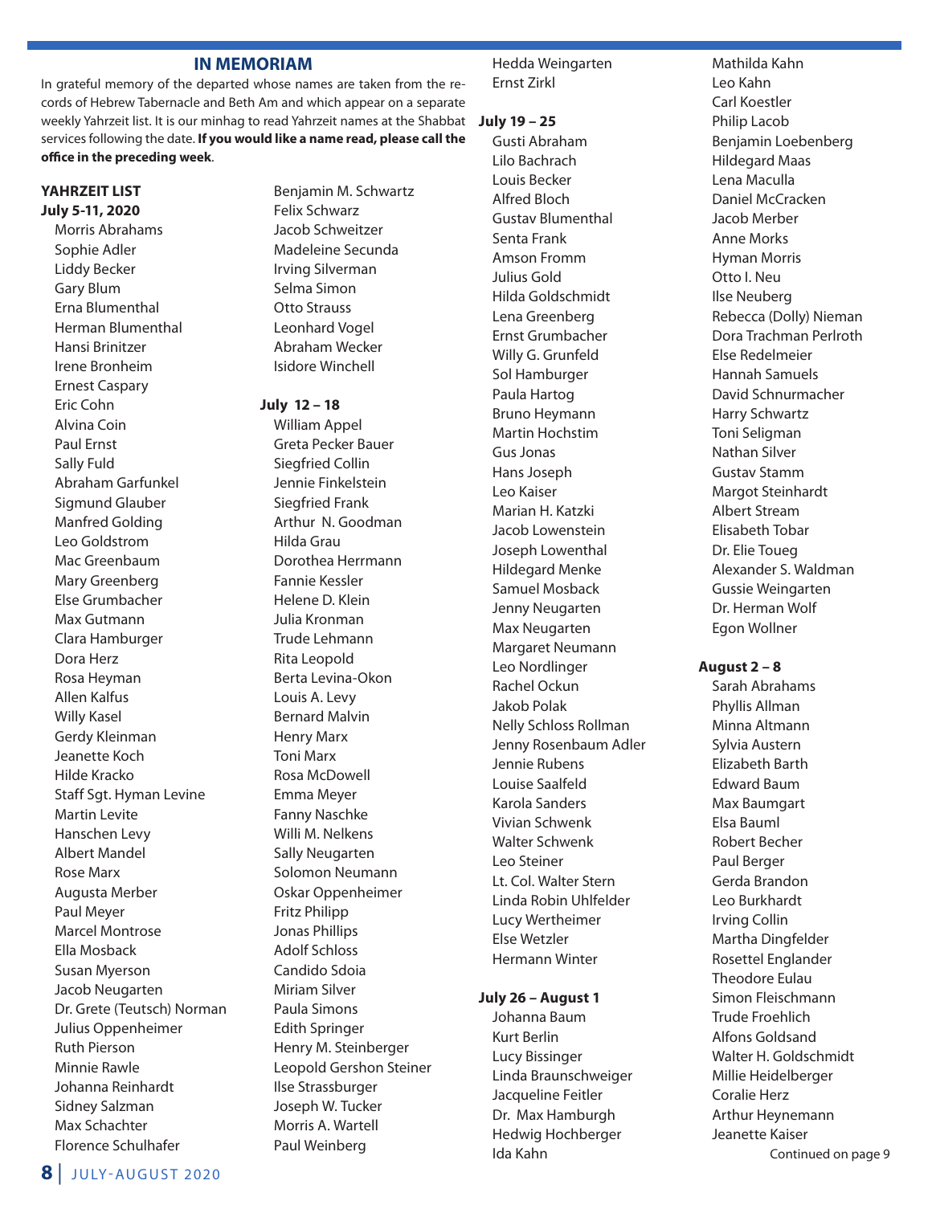## IN MEMORIAM

In grateful memory of the departed whose names are taken from the records of Hebrew Tabernacle and Beth Am and which appear on a separate weekly Yahrzeit list. It is our minhag to read Yahrzeit names at the Shabbat services following the date. **If you would like a name read, please call the office in the preceding week**.

**YAHRZEIT LIST**

**July 5-11, 2020**

Morris Abrahams
Sophie Adler
Liddy Becker
Gary Blum
Erna Blumenthal
Herman Blumenthal
Hansi Brinitzer
Irene Bronheim
Ernest Caspary
Eric Cohn
Alvina Coin
Paul Ernst
Sally Fuld
Abraham Garfunkel
Sigmund Glauber
Manfred Golding
Leo Goldstrom
Mac Greenbaum
Mary Greenberg
Else Grumbacher
Max Gutmann
Clara Hamburger
Dora Herz
Rosa Heyman
Allen Kalfus
Willy Kasel
Gerdy Kleinman
Jeanette Koch
Hilde Kracko
Staff Sgt. Hyman Levine
Martin Levite
Hanschen Levy
Albert Mandel
Rose Marx
Augusta Merber
Paul Meyer
Marcel Montrose
Ella Mosback
Susan Myerson
Jacob Neugarten
Dr. Grete (Teutsch) Norman
Julius Oppenheimer
Ruth Pierson
Minnie Rawle
Johanna Reinhardt
Sidney Salzman
Max Schachter
Florence Schulhafer
Benjamin M. Schwartz
Felix Schwarz
Jacob Schweitzer
Madeleine Secunda
Irving Silverman
Selma Simon
Otto Strauss
Leonhard Vogel
Abraham Wecker
Isidore Winchell

**July 12 – 18**

William Appel
Greta Pecker Bauer
Siegfried Collin
Jennie Finkelstein
Siegfried Frank
Arthur N. Goodman
Hilda Grau
Dorothea Herrmann
Fannie Kessler
Helene D. Klein
Julia Kronman
Trude Lehmann
Rita Leopold
Berta Levina-Okon
Louis A. Levy
Bernard Malvin
Henry Marx
Toni Marx
Rosa McDowell
Emma Meyer
Fanny Naschke
Willi M. Nelkens
Sally Neugarten
Solomon Neumann
Oskar Oppenheimer
Fritz Philipp
Jonas Phillips
Adolf Schloss
Candido Sdoia
Miriam Silver
Paula Simons
Edith Springer
Henry M. Steinberger
Leopold Gershon Steiner
Ilse Strassburger
Joseph W. Tucker
Morris A. Wartell
Paul Weinberg
Hedda Weingarten
Ernst Zirkl

**July 19 – 25**

Gusti Abraham
Lilo Bachrach
Louis Becker
Alfred Bloch
Gustav Blumenthal
Senta Frank
Amson Fromm
Julius Gold
Hilda Goldschmidt
Lena Greenberg
Ernst Grumbacher
Willy G. Grunfeld
Sol Hamburger
Paula Hartog
Bruno Heymann
Martin Hochstim
Gus Jonas
Hans Joseph
Leo Kaiser
Marian H. Katzki
Jacob Lowenstein
Joseph Lowenthal
Hildegard Menke
Samuel Mosback
Jenny Neugarten
Max Neugarten
Margaret Neumann
Leo Nordlinger
Rachel Ockun
Jakob Polak
Nelly Schloss Rollman
Jenny Rosenbaum Adler
Jennie Rubens
Louise Saalfeld
Karola Sanders
Vivian Schwenk
Walter Schwenk
Leo Steiner
Lt. Col. Walter Stern
Linda Robin Uhlfelder
Lucy Wertheimer
Else Wetzler
Hermann Winter

**July 26 – August 1**

Johanna Baum
Kurt Berlin
Lucy Bissinger
Linda Braunschweiger
Jacqueline Feitler
Dr. Max Hamburgh
Hedwig Hochberger
Ida Kahn
Mathilda Kahn
Leo Kahn
Carl Koestler
Philip Lacob
Benjamin Loebenberg
Hildegard Maas
Lena Maculla
Daniel McCracken
Jacob Merber
Anne Morks
Hyman Morris
Otto I. Neu
Ilse Neuberg
Rebecca (Dolly) Nieman
Dora Trachman Perlroth
Else Redelmeier
Hannah Samuels
David Schnurmacher
Harry Schwartz
Toni Seligman
Nathan Silver
Gustav Stamm
Margot Steinhardt
Albert Stream
Elisabeth Tobar
Dr. Elie Toueg
Alexander S. Waldman
Gussie Weingarten
Dr. Herman Wolf
Egon Wollner

**August 2 – 8**

Sarah Abrahams
Phyllis Allman
Minna Altmann
Sylvia Austern
Elizabeth Barth
Edward Baum
Max Baumgart
Elsa Bauml
Robert Becher
Paul Berger
Gerda Brandon
Leo Burkhardt
Irving Collin
Martha Dingfelder
Rosettel Englander
Theodore Eulau
Simon Fleischmann
Trude Froehlich
Alfons Goldsand
Walter H. Goldschmidt
Millie Heidelberger
Coralie Herz
Arthur Heynemann
Jeanette Kaiser

Continued on page 9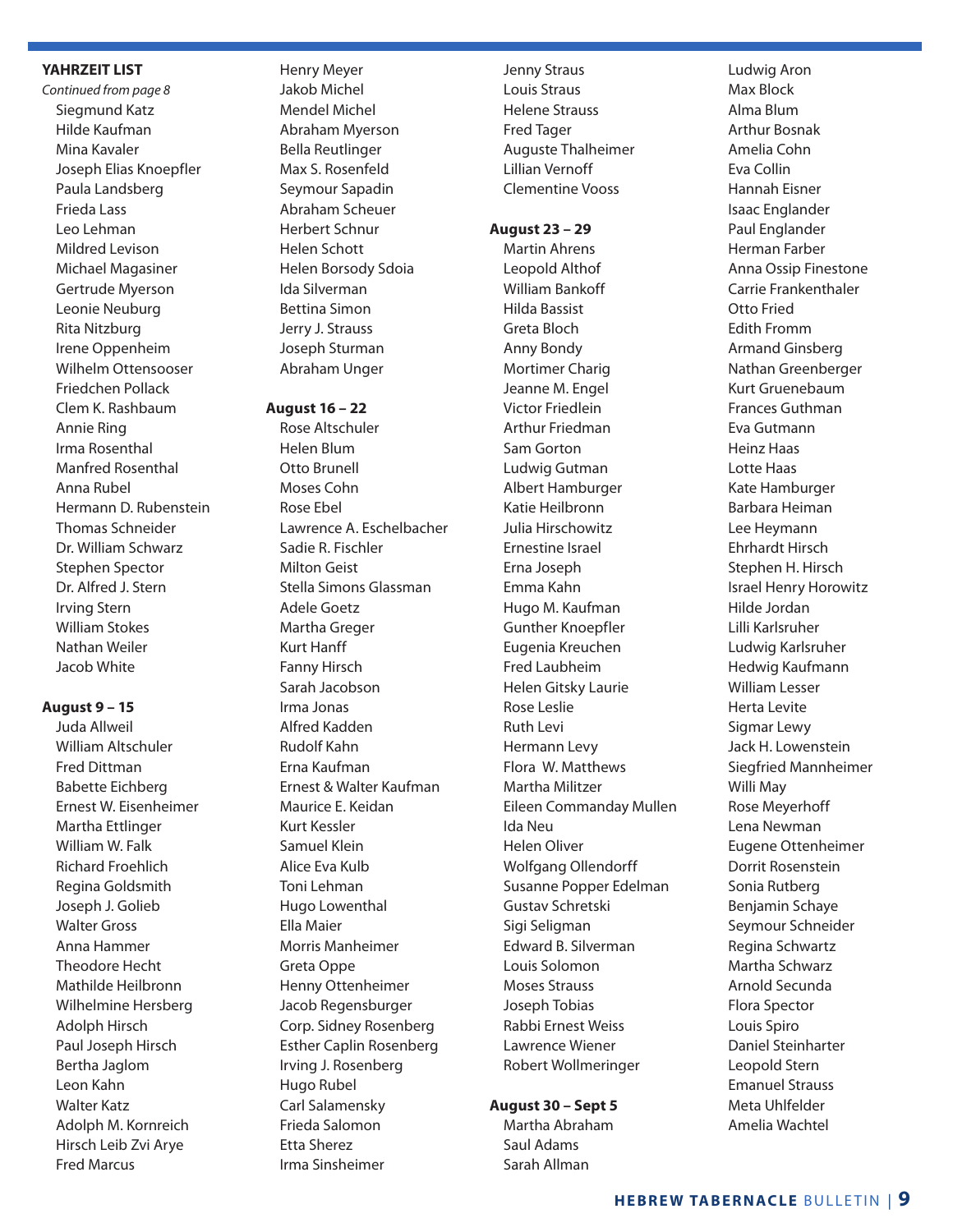**YAHRZEIT LIST**

*Continued from page 8*

Siegmund Katz
Hilde Kaufman
Mina Kavaler
Joseph Elias Knoepfler
Paula Landsberg
Frieda Lass
Leo Lehman
Mildred Levison
Michael Magasiner
Gertrude Myerson
Leonie Neuburg
Rita Nitzburg
Irene Oppenheim
Wilhelm Ottensooser
Friedchen Pollack
Clem K. Rashbaum
Annie Ring
Irma Rosenthal
Manfred Rosenthal
Anna Rubel
Hermann D. Rubenstein
Thomas Schneider
Dr. William Schwarz
Stephen Spector
Dr. Alfred J. Stern
Irving Stern
William Stokes
Nathan Weiler
Jacob White

**August 9 – 15**

Juda Allweil
William Altschuler
Fred Dittman
Babette Eichberg
Ernest W. Eisenheimer
Martha Ettlinger
William W. Falk
Richard Froehlich
Regina Goldsmith
Joseph J. Golieb
Walter Gross
Anna Hammer
Theodore Hecht
Mathilde Heilbronn
Wilhelmine Hersberg
Adolph Hirsch
Paul Joseph Hirsch
Bertha Jaglom
Leon Kahn
Walter Katz
Adolph M. Kornreich
Hirsch Leib Zvi Arye
Fred Marcus
Henry Meyer
Jakob Michel
Mendel Michel
Abraham Myerson
Bella Reutlinger
Max S. Rosenfeld
Seymour Sapadin
Abraham Scheuer
Herbert Schnur
Helen Schott
Helen Borsody Sdoia
Ida Silverman
Bettina Simon
Jerry J. Strauss
Joseph Sturman
Abraham Unger

**August 16 – 22**

Rose Altschuler
Helen Blum
Otto Brunell
Moses Cohn
Rose Ebel
Lawrence A. Eschelbacher
Sadie R. Fischler
Milton Geist
Stella Simons Glassman
Adele Goetz
Martha Greger
Kurt Hanff
Fanny Hirsch
Sarah Jacobson
Irma Jonas
Alfred Kadden
Rudolf Kahn
Erna Kaufman
Ernest & Walter Kaufman
Maurice E. Keidan
Kurt Kessler
Samuel Klein
Alice Eva Kulb
Toni Lehman
Hugo Lowenthal
Ella Maier
Morris Manheimer
Greta Oppe
Henny Ottenheimer
Jacob Regensburger
Corp. Sidney Rosenberg
Esther Caplin Rosenberg
Irving J. Rosenberg
Hugo Rubel
Carl Salamensky
Frieda Salomon
Etta Sherez
Irma Sinsheimer
Jenny Straus
Louis Straus
Helene Strauss
Fred Tager
Auguste Thalheimer
Lillian Vernoff
Clementine Vooss

**August 23 – 29**

Martin Ahrens
Leopold Althof
William Bankoff
Hilda Bassist
Greta Bloch
Anny Bondy
Mortimer Charig
Jeanne M. Engel
Victor Friedlein
Arthur Friedman
Sam Gorton
Ludwig Gutman
Albert Hamburger
Katie Heilbronn
Julia Hirschowitz
Ernestine Israel
Erna Joseph
Emma Kahn
Hugo M. Kaufman
Gunther Knoepfler
Eugenia Kreuchen
Fred Laubheim
Helen Gitsky Laurie
Rose Leslie
Ruth Levi
Hermann Levy
Flora W. Matthews
Martha Militzer
Eileen Commanday Mullen
Ida Neu
Helen Oliver
Wolfgang Ollendorff
Susanne Popper Edelman
Gustav Schretski
Sigi Seligman
Edward B. Silverman
Louis Solomon
Moses Strauss
Joseph Tobias
Rabbi Ernest Weiss
Lawrence Wiener
Robert Wollmeringer

**August 30 – Sept 5**

Martha Abraham
Saul Adams
Sarah Allman
Ludwig Aron
Max Block
Alma Blum
Arthur Bosnak
Amelia Cohn
Eva Collin
Hannah Eisner
Isaac Englander
Paul Englander
Herman Farber
Anna Ossip Finestone
Carrie Frankenthaler
Otto Fried
Edith Fromm
Armand Ginsberg
Nathan Greenberger
Kurt Gruenebaum
Frances Guthman
Eva Gutmann
Heinz Haas
Lotte Haas
Kate Hamburger
Barbara Heiman
Lee Heymann
Ehrhardt Hirsch
Stephen H. Hirsch
Israel Henry Horowitz
Hilde Jordan
Lilli Karlsruher
Ludwig Karlsruher
Hedwig Kaufmann
William Lesser
Herta Levite
Sigmar Lewy
Jack H. Lowenstein
Siegfried Mannheimer
Willi May
Rose Meyerhoff
Lena Newman
Eugene Ottenheimer
Dorrit Rosenstein
Sonia Rutberg
Benjamin Schaye
Seymour Schneider
Regina Schwartz
Martha Schwarz
Arnold Secunda
Flora Spector
Louis Spiro
Daniel Steinharter
Leopold Stern
Emanuel Strauss
Meta Uhlfelder
Amelia Wachtel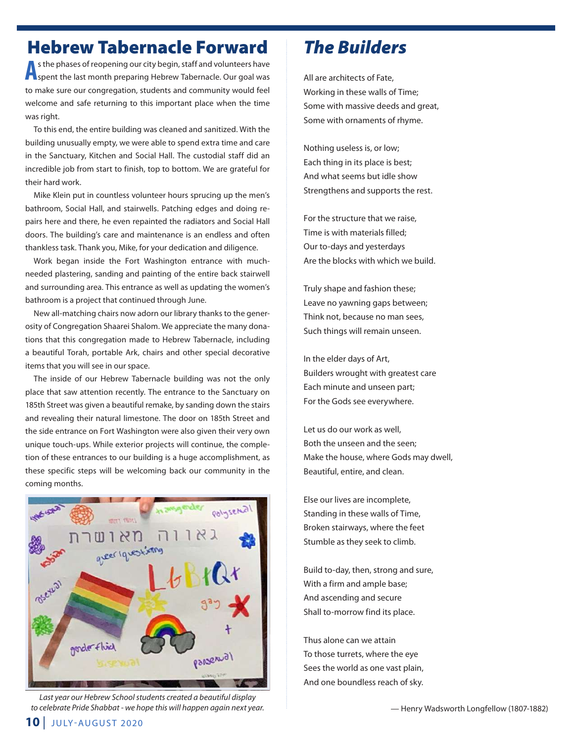## Hebrew Tabernacle Forward

As the phases of reopening our city begin, staff and volunteers have spent the last month preparing Hebrew Tabernacle. Our goal was to make sure our congregation, students and community would feel welcome and safe returning to this important place when the time was right.

To this end, the entire building was cleaned and sanitized. With the building unusually empty, we were able to spend extra time and care in the Sanctuary, Kitchen and Social Hall. The custodial staff did an incredible job from start to finish, top to bottom. We are grateful for their hard work.

Mike Klein put in countless volunteer hours sprucing up the men's bathroom, Social Hall, and stairwells. Patching edges and doing repairs here and there, he even repainted the radiators and Social Hall doors. The building's care and maintenance is an endless and often thankless task. Thank you, Mike, for your dedication and diligence.

Work began inside the Fort Washington entrance with much-needed plastering, sanding and painting of the entire back stairwell and surrounding area. This entrance as well as updating the women's bathroom is a project that continued through June.

New all-matching chairs now adorn our library thanks to the generosity of Congregation Shaarei Shalom. We appreciate the many donations that this congregation made to Hebrew Tabernacle, including a beautiful Torah, portable Ark, chairs and other special decorative items that you will see in our space.

The inside of our Hebrew Tabernacle building was not the only place that saw attention recently. The entrance to the Sanctuary on 185th Street was given a beautiful remake, by sanding down the stairs and revealing their natural limestone. The door on 185th Street and the side entrance on Fort Washington were also given their very own unique touch-ups. While exterior projects will continue, the completion of these entrances to our building is a huge accomplishment, as these specific steps will be welcoming back our community in the coming months.

*Last year our Hebrew School students created a beautiful display to celebrate Pride Shabbat - we hope this will happen again next year.*

## *The Builders*

All are architects of Fate,
Working in these walls of Time;
Some with massive deeds and great,
Some with ornaments of rhyme.

Nothing useless is, or low;
Each thing in its place is best;
And what seems but idle show
Strengthens and supports the rest.

For the structure that we raise,
Time is with materials filled;
Our to-days and yesterdays
Are the blocks with which we build.

Truly shape and fashion these;
Leave no yawning gaps between;
Think not, because no man sees,
Such things will remain unseen.

In the elder days of Art,
Builders wrought with greatest care
Each minute and unseen part;
For the Gods see everywhere.

Let us do our work as well,
Both the unseen and the seen;
Make the house, where Gods may dwell,
Beautiful, entire, and clean.

Else our lives are incomplete,
Standing in these walls of Time,
Broken stairways, where the feet
Stumble as they seek to climb.

Build to-day, then, strong and sure,
With a firm and ample base;
And ascending and secure
Shall to-morrow find its place.

Thus alone can we attain
To those turrets, where the eye
Sees the world as one vast plain,
And one boundless reach of sky.

— Henry Wadsworth Longfellow (1807-1882)